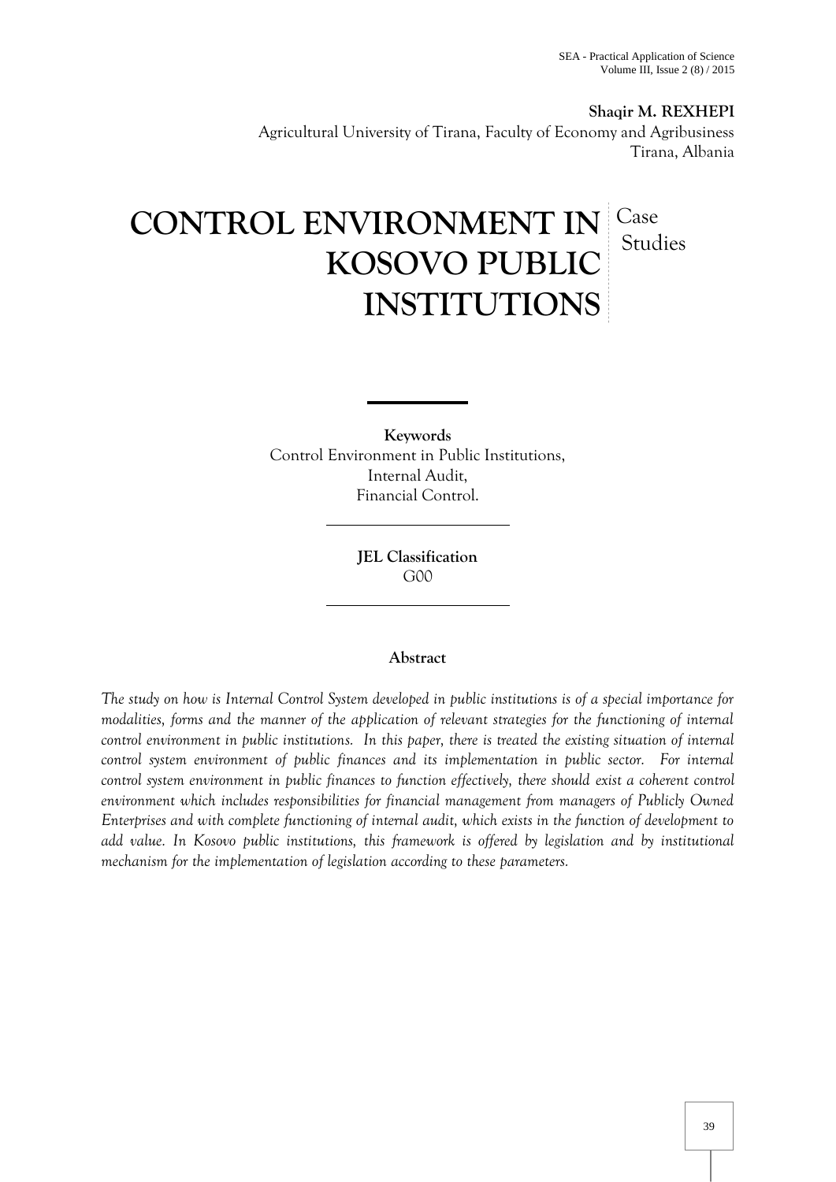**Shaqir M. REXHEPI**
Agricultural University of Tirana, Faculty of Economy and Agribusiness
Tirana, Albania

# CONTROL ENVIRONMENT IN KOSOVO PUBLIC INSTITUTIONS

Case Studies

**Keywords**
Control Environment in Public Institutions,
Internal Audit,
Financial Control.

**JEL Classification**
G00

**Abstract**

*The study on how is Internal Control System developed in public institutions is of a special importance for modalities, forms and the manner of the application of relevant strategies for the functioning of internal control environment in public institutions. In this paper, there is treated the existing situation of internal control system environment of public finances and its implementation in public sector. For internal control system environment in public finances to function effectively, there should exist a coherent control environment which includes responsibilities for financial management from managers of Publicly Owned Enterprises and with complete functioning of internal audit, which exists in the function of development to add value. In Kosovo public institutions, this framework is offered by legislation and by institutional mechanism for the implementation of legislation according to these parameters.*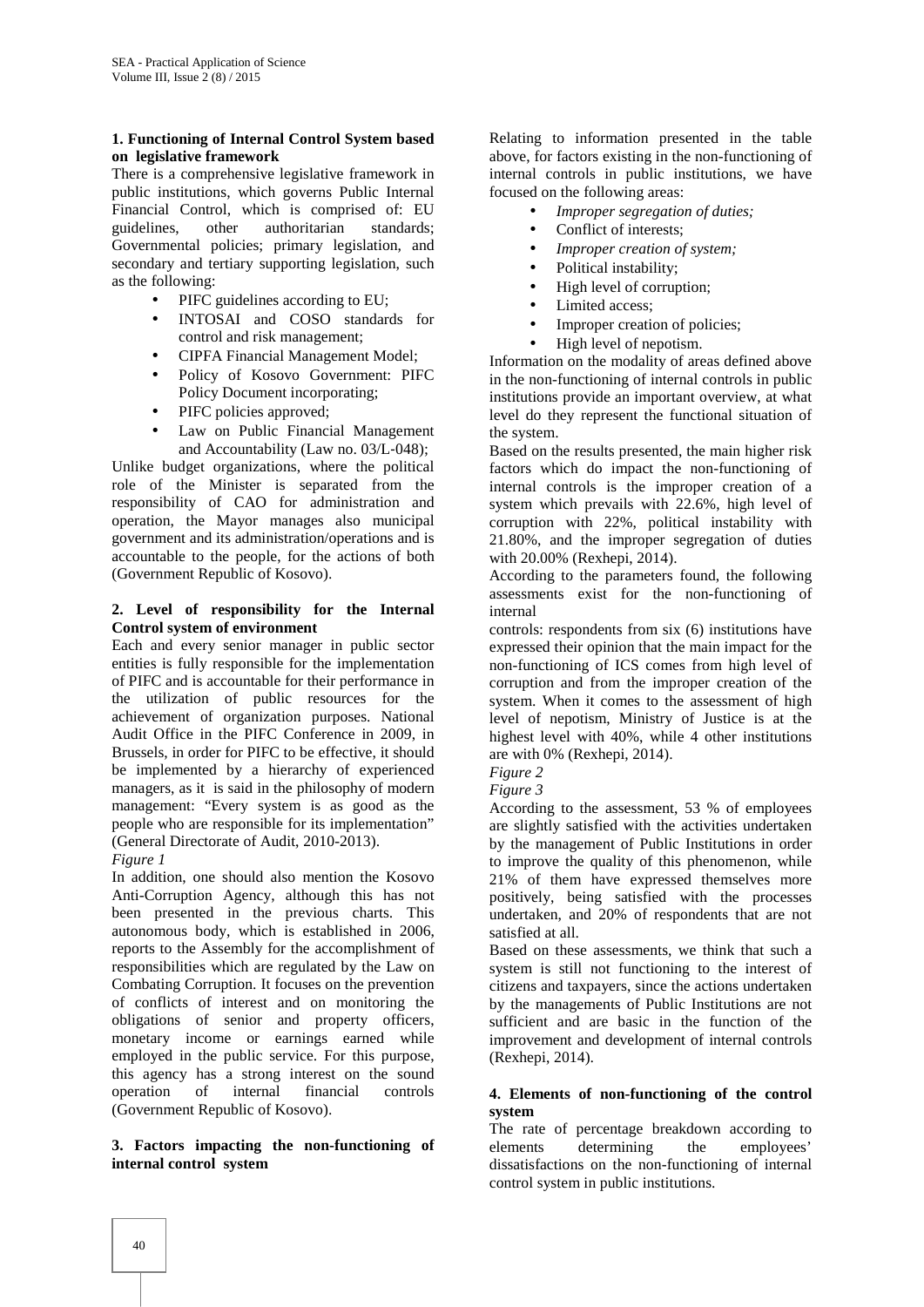### 1. Functioning of Internal Control System based on legislative framework

There is a comprehensive legislative framework in public institutions, which governs Public Internal Financial Control, which is comprised of: EU guidelines, other authoritarian standards; Governmental policies; primary legislation, and secondary and tertiary supporting legislation, such as the following:

- PIFC guidelines according to EU;
- INTOSAI and COSO standards for control and risk management;
- CIPFA Financial Management Model;
- Policy of Kosovo Government: PIFC Policy Document incorporating;
- PIFC policies approved;
- Law on Public Financial Management and Accountability (Law no. 03/L-048);

Unlike budget organizations, where the political role of the Minister is separated from the responsibility of CAO for administration and operation, the Mayor manages also municipal government and its administration/operations and is accountable to the people, for the actions of both (Government Republic of Kosovo).

### 2. Level of responsibility for the Internal Control system of environment

Each and every senior manager in public sector entities is fully responsible for the implementation of PIFC and is accountable for their performance in the utilization of public resources for the achievement of organization purposes. National Audit Office in the PIFC Conference in 2009, in Brussels, in order for PIFC to be effective, it should be implemented by a hierarchy of experienced managers, as it is said in the philosophy of modern management: "Every system is as good as the people who are responsible for its implementation" (General Directorate of Audit, 2010-2013).

*Figure 1*

In addition, one should also mention the Kosovo Anti-Corruption Agency, although this has not been presented in the previous charts. This autonomous body, which is established in 2006, reports to the Assembly for the accomplishment of responsibilities which are regulated by the Law on Combating Corruption. It focuses on the prevention of conflicts of interest and on monitoring the obligations of senior and property officers, monetary income or earnings earned while employed in the public service. For this purpose, this agency has a strong interest on the sound operation of internal financial controls (Government Republic of Kosovo).

### 3. Factors impacting the non-functioning of internal control system

Relating to information presented in the table above, for factors existing in the non-functioning of internal controls in public institutions, we have focused on the following areas:

- *Improper segregation of duties;*
- Conflict of interests;
- *Improper creation of system;*
- Political instability;
- High level of corruption;
- Limited access;
- Improper creation of policies;
- High level of nepotism.

Information on the modality of areas defined above in the non-functioning of internal controls in public institutions provide an important overview, at what level do they represent the functional situation of the system.

Based on the results presented, the main higher risk factors which do impact the non-functioning of internal controls is the improper creation of a system which prevails with 22.6%, high level of corruption with 22%, political instability with 21.80%, and the improper segregation of duties with 20.00% (Rexhepi, 2014).

According to the parameters found, the following assessments exist for the non-functioning of internal controls: respondents from six (6) institutions have expressed their opinion that the main impact for the non-functioning of ICS comes from high level of corruption and from the improper creation of the system. When it comes to the assessment of high level of nepotism, Ministry of Justice is at the highest level with 40%, while 4 other institutions are with 0% (Rexhepi, 2014).

*Figure 2*

*Figure 3*

According to the assessment, 53 % of employees are slightly satisfied with the activities undertaken by the management of Public Institutions in order to improve the quality of this phenomenon, while 21% of them have expressed themselves more positively, being satisfied with the processes undertaken, and 20% of respondents that are not satisfied at all.

Based on these assessments, we think that such a system is still not functioning to the interest of citizens and taxpayers, since the actions undertaken by the managements of Public Institutions are not sufficient and are basic in the function of the improvement and development of internal controls (Rexhepi, 2014).

### 4. Elements of non-functioning of the control system

The rate of percentage breakdown according to elements determining the employees' dissatisfactions on the non-functioning of internal control system in public institutions.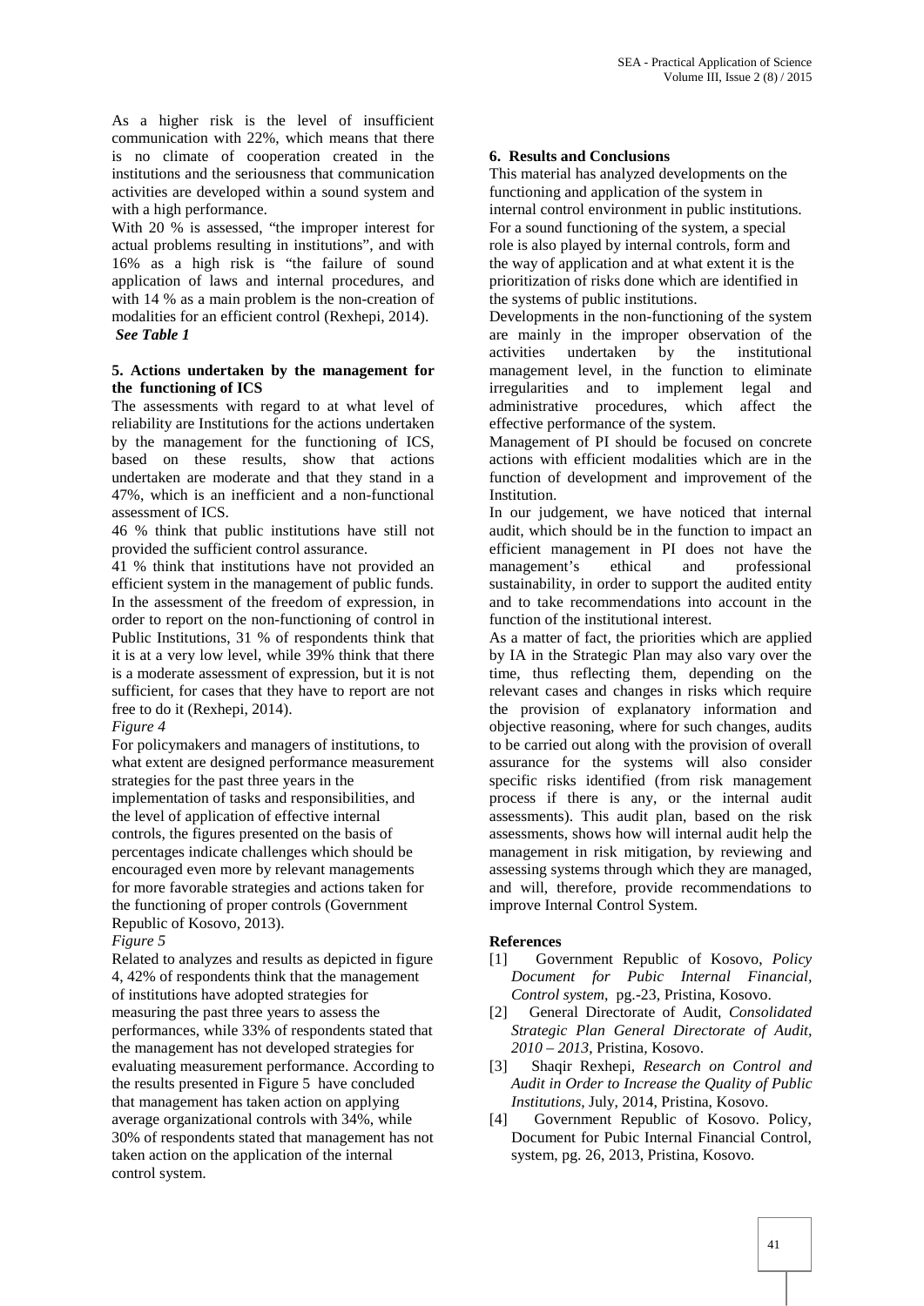As a higher risk is the level of insufficient communication with 22%, which means that there is no climate of cooperation created in the institutions and the seriousness that communication activities are developed within a sound system and with a high performance.

With 20 % is assessed, "the improper interest for actual problems resulting in institutions", and with 16% as a high risk is "the failure of sound application of laws and internal procedures, and with 14 % as a main problem is the non-creation of modalities for an efficient control (Rexhepi, 2014).

***See Table 1***

## 5. Actions undertaken by the management for the functioning of ICS

The assessments with regard to at what level of reliability are Institutions for the actions undertaken by the management for the functioning of ICS, based on these results, show that actions undertaken are moderate and that they stand in a 47%, which is an inefficient and a non-functional assessment of ICS.

46 % think that public institutions have still not provided the sufficient control assurance.

41 % think that institutions have not provided an efficient system in the management of public funds.

In the assessment of the freedom of expression, in order to report on the non-functioning of control in Public Institutions, 31 % of respondents think that it is at a very low level, while 39% think that there is a moderate assessment of expression, but it is not sufficient, for cases that they have to report are not free to do it (Rexhepi, 2014).

*Figure 4*

For policymakers and managers of institutions, to what extent are designed performance measurement strategies for the past three years in the implementation of tasks and responsibilities, and the level of application of effective internal controls, the figures presented on the basis of percentages indicate challenges which should be encouraged even more by relevant managements for more favorable strategies and actions taken for the functioning of proper controls (Government Republic of Kosovo, 2013).

*Figure 5*

Related to analyzes and results as depicted in figure 4, 42% of respondents think that the management of institutions have adopted strategies for measuring the past three years to assess the performances, while 33% of respondents stated that the management has not developed strategies for evaluating measurement performance. According to the results presented in Figure 5 have concluded that management has taken action on applying average organizational controls with 34%, while 30% of respondents stated that management has not taken action on the application of the internal control system.

## 6. Results and Conclusions

This material has analyzed developments on the functioning and application of the system in internal control environment in public institutions. For a sound functioning of the system, a special role is also played by internal controls, form and the way of application and at what extent it is the prioritization of risks done which are identified in the systems of public institutions.

Developments in the non-functioning of the system are mainly in the improper observation of the activities undertaken by the institutional management level, in the function to eliminate irregularities and to implement legal and administrative procedures, which affect the effective performance of the system.

Management of PI should be focused on concrete actions with efficient modalities which are in the function of development and improvement of the Institution.

In our judgement, we have noticed that internal audit, which should be in the function to impact an efficient management in PI does not have the management's ethical and professional sustainability, in order to support the audited entity and to take recommendations into account in the function of the institutional interest.

As a matter of fact, the priorities which are applied by IA in the Strategic Plan may also vary over the time, thus reflecting them, depending on the relevant cases and changes in risks which require the provision of explanatory information and objective reasoning, where for such changes, audits to be carried out along with the provision of overall assurance for the systems will also consider specific risks identified (from risk management process if there is any, or the internal audit assessments). This audit plan, based on the risk assessments, shows how will internal audit help the management in risk mitigation, by reviewing and assessing systems through which they are managed, and will, therefore, provide recommendations to improve Internal Control System.

## References

[1] Government Republic of Kosovo, *Policy Document for Pubic Internal Financial, Control system*, pg.-23, Pristina, Kosovo.

[2] General Directorate of Audit, *Consolidated Strategic Plan General Directorate of Audit, 2010 – 2013*, Pristina, Kosovo.

[3] Shaqir Rexhepi, *Research on Control and Audit in Order to Increase the Quality of Public Institutions*, July, 2014, Pristina, Kosovo.

[4] Government Republic of Kosovo. Policy, Document for Pubic Internal Financial Control, system, pg. 26, 2013, Pristina, Kosovo.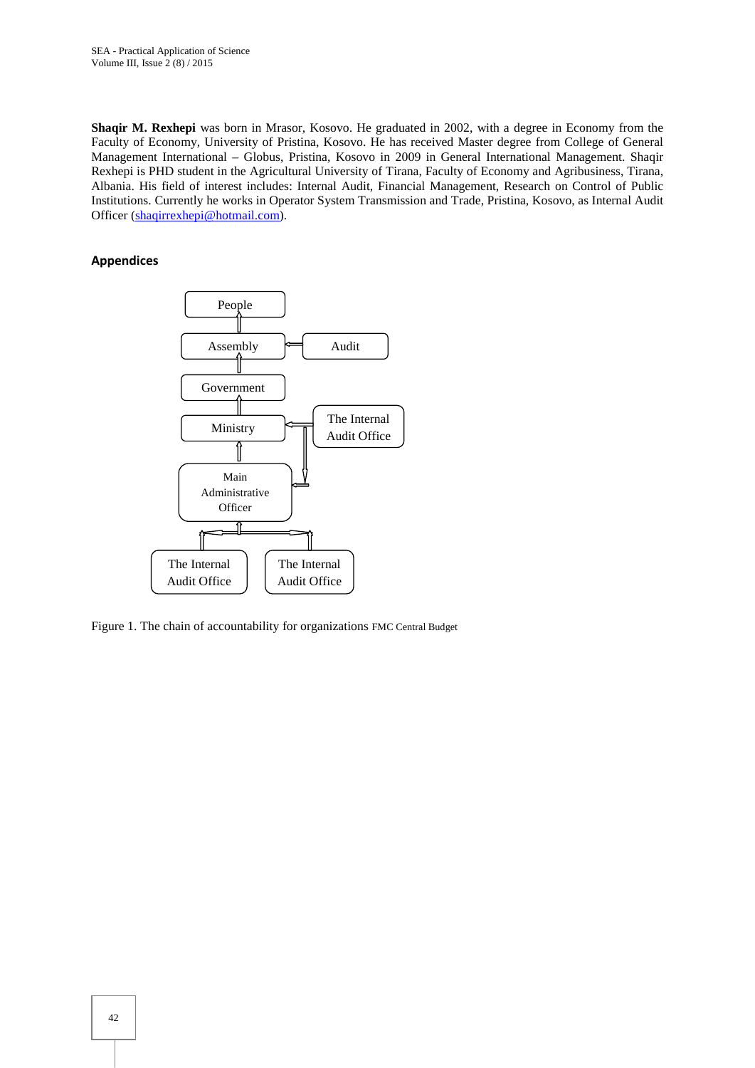**Shaqir M. Rexhepi** was born in Mrasor, Kosovo. He graduated in 2002, with a degree in Economy from the Faculty of Economy, University of Pristina, Kosovo. He has received Master degree from College of General Management International – Globus, Pristina, Kosovo in 2009 in General International Management. Shaqir Rexhepi is PHD student in the Agricultural University of Tirana, Faculty of Economy and Agribusiness, Tirana, Albania. His field of interest includes: Internal Audit, Financial Management, Research on Control of Public Institutions. Currently he works in Operator System Transmission and Trade, Pristina, Kosovo, as Internal Audit Officer (shaqirrexhepi@hotmail.com).

## Appendices

People

Assembly — Audit

Government

Ministry — The Internal Audit Office

Main Administrative Officer

The Internal Audit Office — The Internal Audit Office

Figure 1. The chain of accountability for organizations FMC Central Budget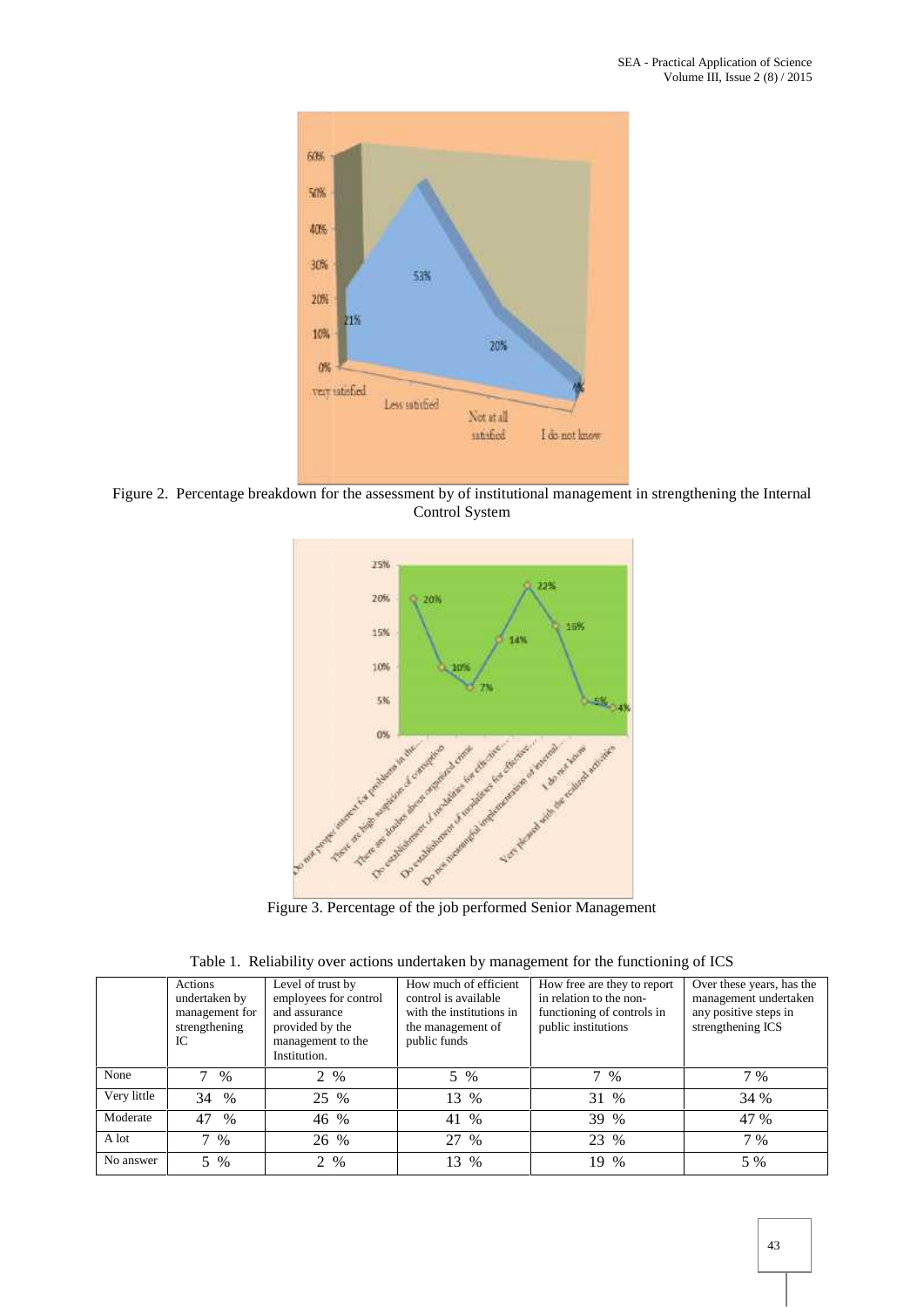Figure 2. Percentage breakdown for the assessment by of institutional management in strengthening the Internal Control System

Figure 3. Percentage of the job performed Senior Management

Table 1. Reliability over actions undertaken by management for the functioning of ICS

| | Actions undertaken by management for strengthening IC | Level of trust by employees for control and assurance provided by the management to the Institution. | How much of efficient control is available with the institutions in the management of public funds | How free are they to report in relation to the non-functioning of controls in public institutions | Over these years, has the management undertaken any positive steps in strengthening ICS |
|---|---|---|---|---|---|
| None | 7 % | 2 % | 5 % | 7 % | 7 % |
| Very little | 34 % | 25 % | 13 % | 31 % | 34 % |
| Moderate | 47 % | 46 % | 41 % | 39 % | 47 % |
| A lot | 7 % | 26 % | 27 % | 23 % | 7 % |
| No answer | 5 % | 2 % | 13 % | 19 % | 5 % |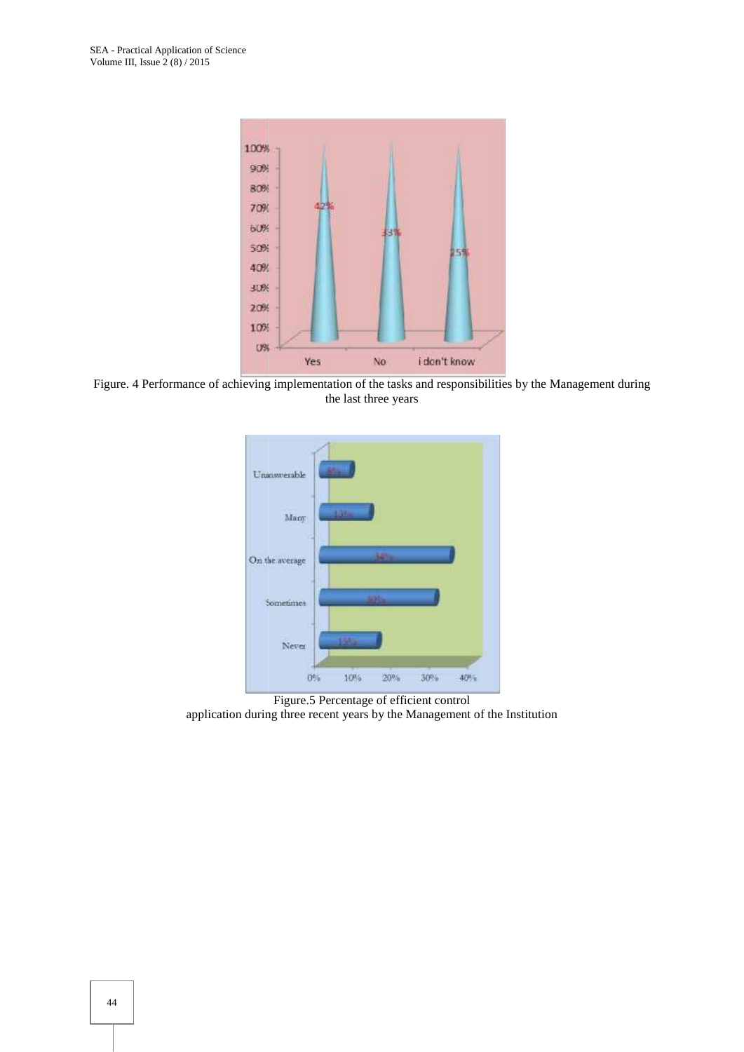100%
90%
80%
70%
60%
50%
40%
30%
20%
10%
0%

42%
33%
25%

Yes
No
i don't know

Figure. 4 Performance of achieving implementation of the tasks and responsibilities by the Management during the last three years

Unanswerable
Many
On the average
Sometimes
Never

0%
10%
20%
30%
40%

Figure.5 Percentage of efficient control application during three recent years by the Management of the Institution